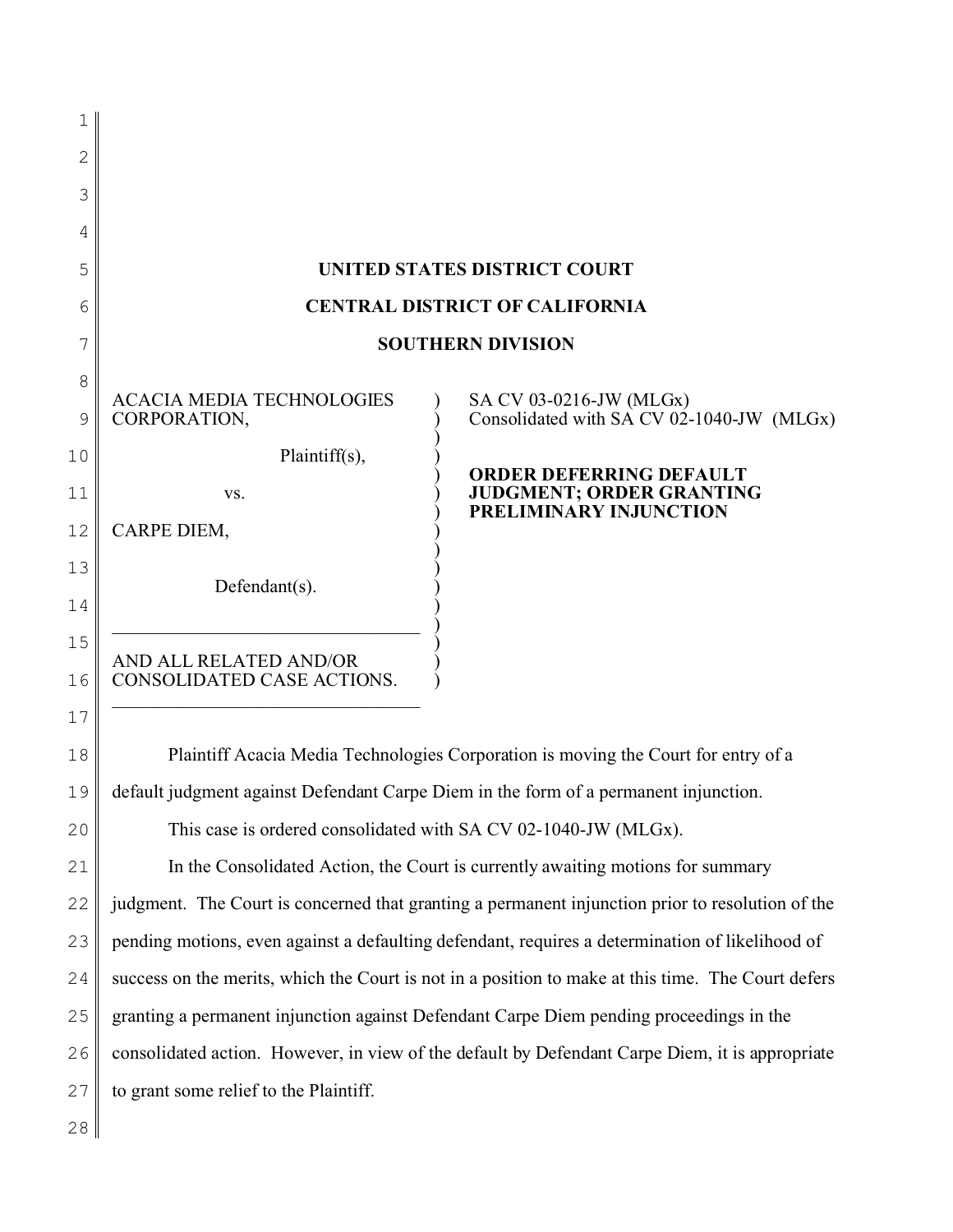**UNITED STATES DISTRICT COURT**

**CENTRAL DISTRICT OF CALIFORNIA**

**SOUTHERN DIVISION**

| | |
|---|---|
| ACACIA MEDIA TECHNOLOGIES CORPORATION,<br><br>Plaintiff(s),<br><br>vs.<br><br>CARPE DIEM,<br><br>Defendant(s).<br><br>AND ALL RELATED AND/OR CONSOLIDATED CASE ACTIONS. | SA CV 03-0216-JW (MLGx)<br>Consolidated with SA CV 02-1040-JW (MLGx)<br><br>**ORDER DEFERRING DEFAULT JUDGMENT; ORDER GRANTING PRELIMINARY INJUNCTION** |

Plaintiff Acacia Media Technologies Corporation is moving the Court for entry of a default judgment against Defendant Carpe Diem in the form of a permanent injunction.

This case is ordered consolidated with SA CV 02-1040-JW (MLGx).

In the Consolidated Action, the Court is currently awaiting motions for summary judgment. The Court is concerned that granting a permanent injunction prior to resolution of the pending motions, even against a defaulting defendant, requires a determination of likelihood of success on the merits, which the Court is not in a position to make at this time. The Court defers granting a permanent injunction against Defendant Carpe Diem pending proceedings in the consolidated action. However, in view of the default by Defendant Carpe Diem, it is appropriate to grant some relief to the Plaintiff.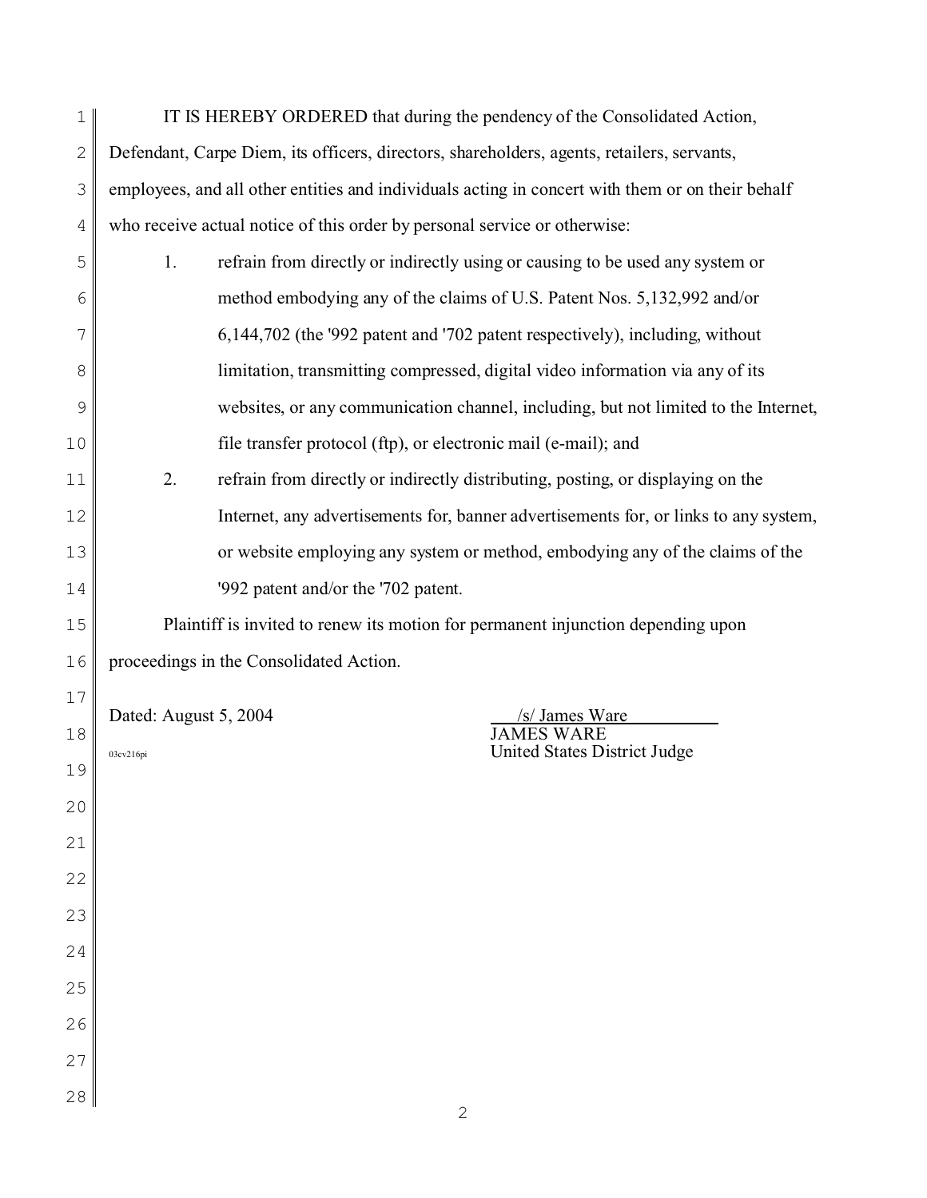IT IS HEREBY ORDERED that during the pendency of the Consolidated Action, Defendant, Carpe Diem, its officers, directors, shareholders, agents, retailers, servants, employees, and all other entities and individuals acting in concert with them or on their behalf who receive actual notice of this order by personal service or otherwise:

1. refrain from directly or indirectly using or causing to be used any system or method embodying any of the claims of U.S. Patent Nos. 5,132,992 and/or 6,144,702 (the '992 patent and '702 patent respectively), including, without limitation, transmitting compressed, digital video information via any of its websites, or any communication channel, including, but not limited to the Internet, file transfer protocol (ftp), or electronic mail (e-mail); and
2. refrain from directly or indirectly distributing, posting, or displaying on the Internet, any advertisements for, banner advertisements for, or links to any system, or website employing any system or method, embodying any of the claims of the '992 patent and/or the '702 patent.

Plaintiff is invited to renew its motion for permanent injunction depending upon proceedings in the Consolidated Action.

Dated: August 5, 2004

/s/ James Ware
JAMES WARE
United States District Judge

03cv216pi